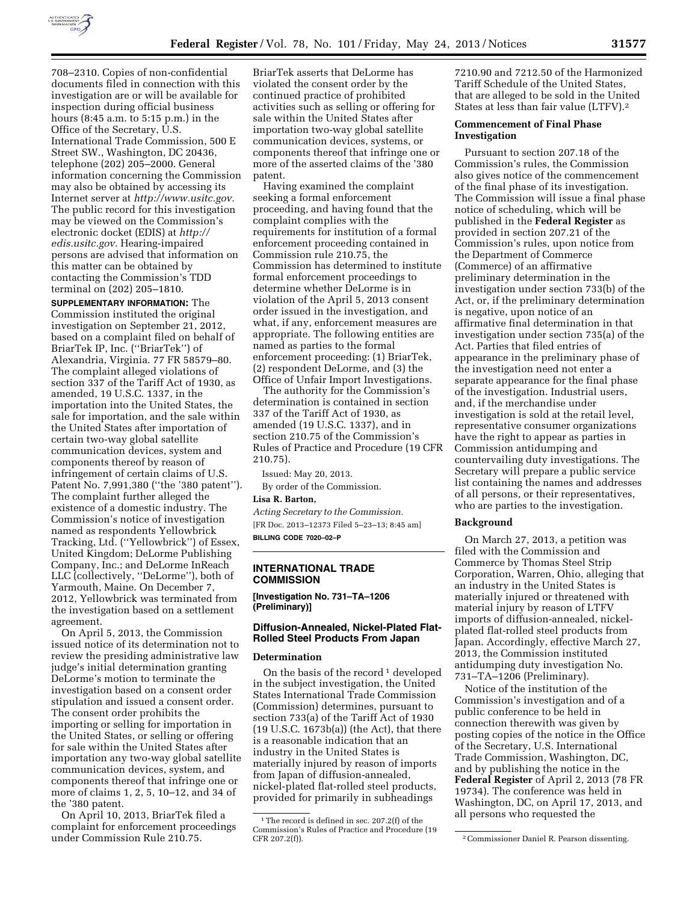708–2310. Copies of non-confidential documents filed in connection with this investigation are or will be available for inspection during official business hours (8:45 a.m. to 5:15 p.m.) in the Office of the Secretary, U.S. International Trade Commission, 500 E Street SW., Washington, DC 20436, telephone (202) 205–2000. General information concerning the Commission may also be obtained by accessing its Internet server at *http://www.usitc.gov.* The public record for this investigation may be viewed on the Commission's electronic docket (EDIS) at *http://edis.usitc.gov.* Hearing-impaired persons are advised that information on this matter can be obtained by contacting the Commission's TDD terminal on (202) 205–1810.

**SUPPLEMENTARY INFORMATION:** The Commission instituted the original investigation on September 21, 2012, based on a complaint filed on behalf of BriarTek IP, Inc. (''BriarTek'') of Alexandria, Virginia. 77 FR 58579–80. The complaint alleged violations of section 337 of the Tariff Act of 1930, as amended, 19 U.S.C. 1337, in the importation into the United States, the sale for importation, and the sale within the United States after importation of certain two-way global satellite communication devices, system and components thereof by reason of infringement of certain claims of U.S. Patent No. 7,991,380 (''the '380 patent''). The complaint further alleged the existence of a domestic industry. The Commission's notice of investigation named as respondents Yellowbrick Tracking, Ltd. (''Yellowbrick'') of Essex, United Kingdom; DeLorme Publishing Company, Inc.; and DeLorme InReach LLC (collectively, ''DeLorme''), both of Yarmouth, Maine. On December 7, 2012, Yellowbrick was terminated from the investigation based on a settlement agreement.

On April 5, 2013, the Commission issued notice of its determination not to review the presiding administrative law judge's initial determination granting DeLorme's motion to terminate the investigation based on a consent order stipulation and issued a consent order. The consent order prohibits the importing or selling for importation in the United States, or selling or offering for sale within the United States after importation any two-way global satellite communication devices, system, and components thereof that infringe one or more of claims 1, 2, 5, 10–12, and 34 of the '380 patent.

On April 10, 2013, BriarTek filed a complaint for enforcement proceedings under Commission Rule 210.75. BriarTek asserts that DeLorme has violated the consent order by the continued practice of prohibited activities such as selling or offering for sale within the United States after importation two-way global satellite communication devices, systems, or components thereof that infringe one or more of the asserted claims of the '380 patent.

Having examined the complaint seeking a formal enforcement proceeding, and having found that the complaint complies with the requirements for institution of a formal enforcement proceeding contained in Commission rule 210.75, the Commission has determined to institute formal enforcement proceedings to determine whether DeLorme is in violation of the April 5, 2013 consent order issued in the investigation, and what, if any, enforcement measures are appropriate. The following entities are named as parties to the formal enforcement proceeding: (1) BriarTek, (2) respondent DeLorme, and (3) the Office of Unfair Import Investigations.

The authority for the Commission's determination is contained in section 337 of the Tariff Act of 1930, as amended (19 U.S.C. 1337), and in section 210.75 of the Commission's Rules of Practice and Procedure (19 CFR 210.75).

Issued: May 20, 2013.

By order of the Commission.

**Lisa R. Barton,**

*Acting Secretary to the Commission.*

[FR Doc. 2013–12373 Filed 5–23–13; 8:45 am]

**BILLING CODE 7020–02–P**

## INTERNATIONAL TRADE COMMISSION

**[Investigation No. 731–TA–1206 (Preliminary)]**

### Diffusion-Annealed, Nickel-Plated Flat-Rolled Steel Products From Japan

#### Determination

On the basis of the record [1] developed in the subject investigation, the United States International Trade Commission (Commission) determines, pursuant to section 733(a) of the Tariff Act of 1930 (19 U.S.C. 1673b(a)) (the Act), that there is a reasonable indication that an industry in the United States is materially injured by reason of imports from Japan of diffusion-annealed, nickel-plated flat-rolled steel products, provided for primarily in subheadings 7210.90 and 7212.50 of the Harmonized Tariff Schedule of the United States, that are alleged to be sold in the United States at less than fair value (LTFV).[2]

#### Commencement of Final Phase Investigation

Pursuant to section 207.18 of the Commission's rules, the Commission also gives notice of the commencement of the final phase of its investigation. The Commission will issue a final phase notice of scheduling, which will be published in the **Federal Register** as provided in section 207.21 of the Commission's rules, upon notice from the Department of Commerce (Commerce) of an affirmative preliminary determination in the investigation under section 733(b) of the Act, or, if the preliminary determination is negative, upon notice of an affirmative final determination in that investigation under section 735(a) of the Act. Parties that filed entries of appearance in the preliminary phase of the investigation need not enter a separate appearance for the final phase of the investigation. Industrial users, and, if the merchandise under investigation is sold at the retail level, representative consumer organizations have the right to appear as parties in Commission antidumping and countervailing duty investigations. The Secretary will prepare a public service list containing the names and addresses of all persons, or their representatives, who are parties to the investigation.

#### Background

On March 27, 2013, a petition was filed with the Commission and Commerce by Thomas Steel Strip Corporation, Warren, Ohio, alleging that an industry in the United States is materially injured or threatened with material injury by reason of LTFV imports of diffusion-annealed, nickel-plated flat-rolled steel products from Japan. Accordingly, effective March 27, 2013, the Commission instituted antidumping duty investigation No. 731–TA–1206 (Preliminary).

Notice of the institution of the Commission's investigation and of a public conference to be held in connection therewith was given by posting copies of the notice in the Office of the Secretary, U.S. International Trade Commission, Washington, DC, and by publishing the notice in the **Federal Register** of April 2, 2013 (78 FR 19734). The conference was held in Washington, DC, on April 17, 2013, and all persons who requested the

[1] The record is defined in sec. 207.2(f) of the Commission's Rules of Practice and Procedure (19 CFR 207.2(f)).

[2] Commissioner Daniel R. Pearson dissenting.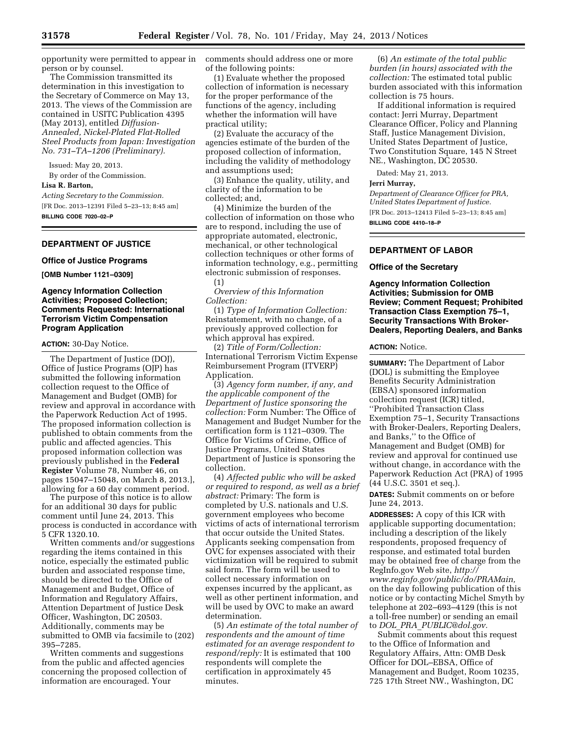opportunity were permitted to appear in person or by counsel.

The Commission transmitted its determination in this investigation to the Secretary of Commerce on May 13, 2013. The views of the Commission are contained in USITC Publication 4395 (May 2013), entitled *Diffusion-Annealed, Nickel-Plated Flat-Rolled Steel Products from Japan: Investigation No. 731–TA–1206 (Preliminary).*

Issued: May 20, 2013.

By order of the Commission.

**Lisa R. Barton,**

*Acting Secretary to the Commission.*

[FR Doc. 2013–12391 Filed 5–23–13; 8:45 am]

**BILLING CODE 7020–02–P**

## DEPARTMENT OF JUSTICE

### Office of Justice Programs

**[OMB Number 1121–0309]**

### Agency Information Collection Activities; Proposed Collection; Comments Requested: International Terrorism Victim Compensation Program Application

**ACTION:** 30-Day Notice.

The Department of Justice (DOJ), Office of Justice Programs (OJP) has submitted the following information collection request to the Office of Management and Budget (OMB) for review and approval in accordance with the Paperwork Reduction Act of 1995. The proposed information collection is published to obtain comments from the public and affected agencies. This proposed information collection was previously published in the **Federal Register** Volume 78, Number 46, on pages 15047–15048, on March 8, 2013.], allowing for a 60 day comment period.

The purpose of this notice is to allow for an additional 30 days for public comment until June 24, 2013. This process is conducted in accordance with 5 CFR 1320.10.

Written comments and/or suggestions regarding the items contained in this notice, especially the estimated public burden and associated response time, should be directed to the Office of Management and Budget, Office of Information and Regulatory Affairs, Attention Department of Justice Desk Officer, Washington, DC 20503. Additionally, comments may be submitted to OMB via facsimile to (202) 395–7285.

Written comments and suggestions from the public and affected agencies concerning the proposed collection of information are encouraged. Your comments should address one or more of the following points:

(1) Evaluate whether the proposed collection of information is necessary for the proper performance of the functions of the agency, including whether the information will have practical utility;

(2) Evaluate the accuracy of the agencies estimate of the burden of the proposed collection of information, including the validity of methodology and assumptions used;

(3) Enhance the quality, utility, and clarity of the information to be collected; and,

(4) Minimize the burden of the collection of information on those who are to respond, including the use of appropriate automated, electronic, mechanical, or other technological collection techniques or other forms of information technology, e.g., permitting electronic submission of responses.

(1)

*Overview of this Information Collection:*

(1) *Type of Information Collection:* Reinstatement, with no change, of a previously approved collection for which approval has expired.

(2) *Title of Form/Collection:* International Terrorism Victim Expense Reimbursement Program (ITVERP) Application.

(3) *Agency form number, if any, and the applicable component of the Department of Justice sponsoring the collection:* Form Number: The Office of Management and Budget Number for the certification form is 1121–0309. The Office for Victims of Crime, Office of Justice Programs, United States Department of Justice is sponsoring the collection.

(4) *Affected public who will be asked or required to respond, as well as a brief abstract:* Primary: The form is completed by U.S. nationals and U.S. government employees who become victims of acts of international terrorism that occur outside the United States. Applicants seeking compensation from OVC for expenses associated with their victimization will be required to submit said form. The form will be used to collect necessary information on expenses incurred by the applicant, as well as other pertinent information, and will be used by OVC to make an award determination.

(5) *An estimate of the total number of respondents and the amount of time estimated for an average respondent to respond/reply:* It is estimated that 100 respondents will complete the certification in approximately 45 minutes.

(6) *An estimate of the total public burden (in hours) associated with the collection:* The estimated total public burden associated with this information collection is 75 hours.

If additional information is required contact: Jerri Murray, Department Clearance Officer, Policy and Planning Staff, Justice Management Division, United States Department of Justice, Two Constitution Square, 145 N Street NE., Washington, DC 20530.

Dated: May 21, 2013.

**Jerri Murray,**

*Department of Clearance Officer for PRA, United States Department of Justice.*

[FR Doc. 2013–12413 Filed 5–23–13; 8:45 am]

**BILLING CODE 4410–18–P**

## DEPARTMENT OF LABOR

### Office of the Secretary

### Agency Information Collection Activities; Submission for OMB Review; Comment Request; Prohibited Transaction Class Exemption 75–1, Security Transactions With Broker-Dealers, Reporting Dealers, and Banks

**ACTION:** Notice.

**SUMMARY:** The Department of Labor (DOL) is submitting the Employee Benefits Security Administration (EBSA) sponsored information collection request (ICR) titled, ''Prohibited Transaction Class Exemption 75–1, Security Transactions with Broker-Dealers, Reporting Dealers, and Banks,'' to the Office of Management and Budget (OMB) for review and approval for continued use without change, in accordance with the Paperwork Reduction Act (PRA) of 1995 (44 U.S.C. 3501 et seq.).

**DATES:** Submit comments on or before June 24, 2013.

**ADDRESSES:** A copy of this ICR with applicable supporting documentation; including a description of the likely respondents, proposed frequency of response, and estimated total burden may be obtained free of charge from the RegInfo.gov Web site, *http://www.reginfo.gov/public/do/PRAMain,* on the day following publication of this notice or by contacting Michel Smyth by telephone at 202–693–4129 (this is not a toll-free number) or sending an email to *DOL_PRA_PUBLIC@dol.gov.*

Submit comments about this request to the Office of Information and Regulatory Affairs, Attn: OMB Desk Officer for DOL–EBSA, Office of Management and Budget, Room 10235, 725 17th Street NW., Washington, DC